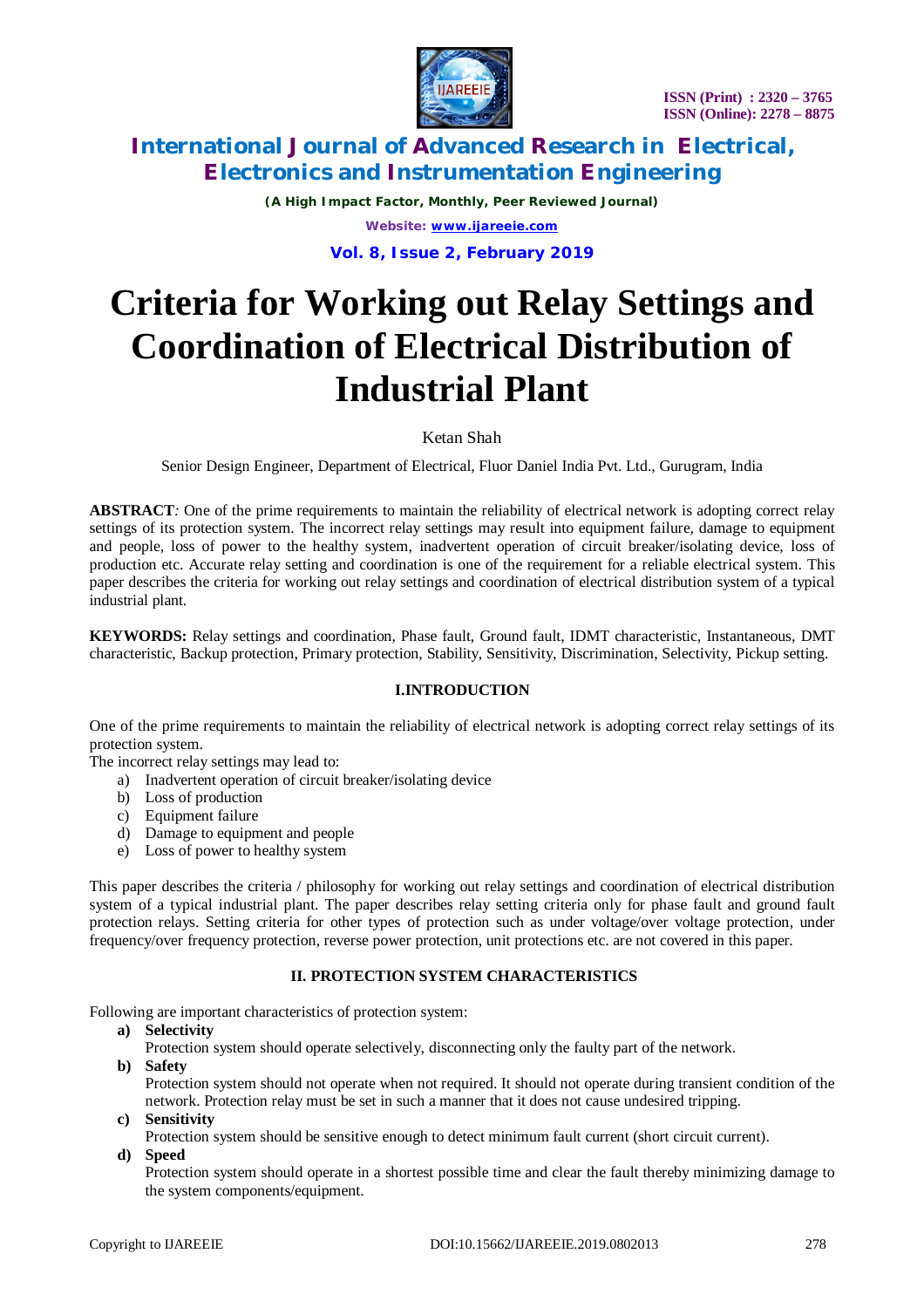# Criteria for Working out Relay Settings and Coordination of Electrical Distribution of Industrial Plant

Ketan Shah

Senior Design Engineer, Department of Electrical, Fluor Daniel India Pvt. Ltd., Gurugram, India

**ABSTRACT**: One of the prime requirements to maintain the reliability of electrical network is adopting correct relay settings of its protection system. The incorrect relay settings may result into equipment failure, damage to equipment and people, loss of power to the healthy system, inadvertent operation of circuit breaker/isolating device, loss of production etc. Accurate relay setting and coordination is one of the requirement for a reliable electrical system. This paper describes the criteria for working out relay settings and coordination of electrical distribution system of a typical industrial plant.

**KEYWORDS:** Relay settings and coordination, Phase fault, Ground fault, IDMT characteristic, Instantaneous, DMT characteristic, Backup protection, Primary protection, Stability, Sensitivity, Discrimination, Selectivity, Pickup setting.

## I.INTRODUCTION

One of the prime requirements to maintain the reliability of electrical network is adopting correct relay settings of its protection system.

The incorrect relay settings may lead to:

a) Inadvertent operation of circuit breaker/isolating device
b) Loss of production
c) Equipment failure
d) Damage to equipment and people
e) Loss of power to healthy system

This paper describes the criteria / philosophy for working out relay settings and coordination of electrical distribution system of a typical industrial plant. The paper describes relay setting criteria only for phase fault and ground fault protection relays. Setting criteria for other types of protection such as under voltage/over voltage protection, under frequency/over frequency protection, reverse power protection, unit protections etc. are not covered in this paper.

## II. PROTECTION SYSTEM CHARACTERISTICS

Following are important characteristics of protection system:

**a) Selectivity**

Protection system should operate selectively, disconnecting only the faulty part of the network.

**b) Safety**

Protection system should not operate when not required. It should not operate during transient condition of the network. Protection relay must be set in such a manner that it does not cause undesired tripping.

**c) Sensitivity**

Protection system should be sensitive enough to detect minimum fault current (short circuit current).

**d) Speed**

Protection system should operate in a shortest possible time and clear the fault thereby minimizing damage to the system components/equipment.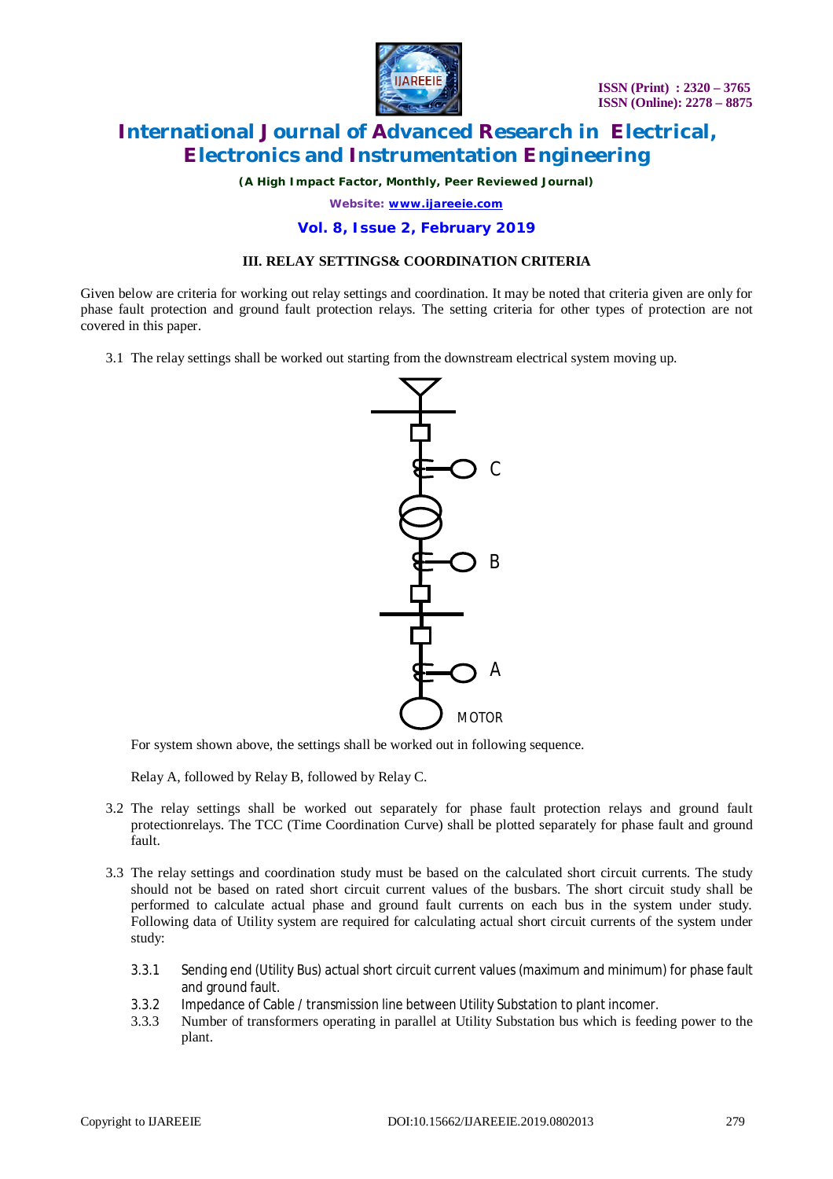### III. RELAY SETTINGS& COORDINATION CRITERIA

Given below are criteria for working out relay settings and coordination. It may be noted that criteria given are only for phase fault protection and ground fault protection relays. The setting criteria for other types of protection are not covered in this paper.

3.1 The relay settings shall be worked out starting from the downstream electrical system moving up.

For system shown above, the settings shall be worked out in following sequence.

Relay A, followed by Relay B, followed by Relay C.

3.2 The relay settings shall be worked out separately for phase fault protection relays and ground fault protectionrelays. The TCC (Time Coordination Curve) shall be plotted separately for phase fault and ground fault.

3.3 The relay settings and coordination study must be based on the calculated short circuit currents. The study should not be based on rated short circuit current values of the busbars. The short circuit study shall be performed to calculate actual phase and ground fault currents on each bus in the system under study. Following data of Utility system are required for calculating actual short circuit currents of the system under study:

3.3.1 Sending end (Utility Bus) actual short circuit current values (maximum and minimum) for phase fault and ground fault.

3.3.2 Impedance of Cable / transmission line between Utility Substation to plant incomer.

3.3.3 Number of transformers operating in parallel at Utility Substation bus which is feeding power to the plant.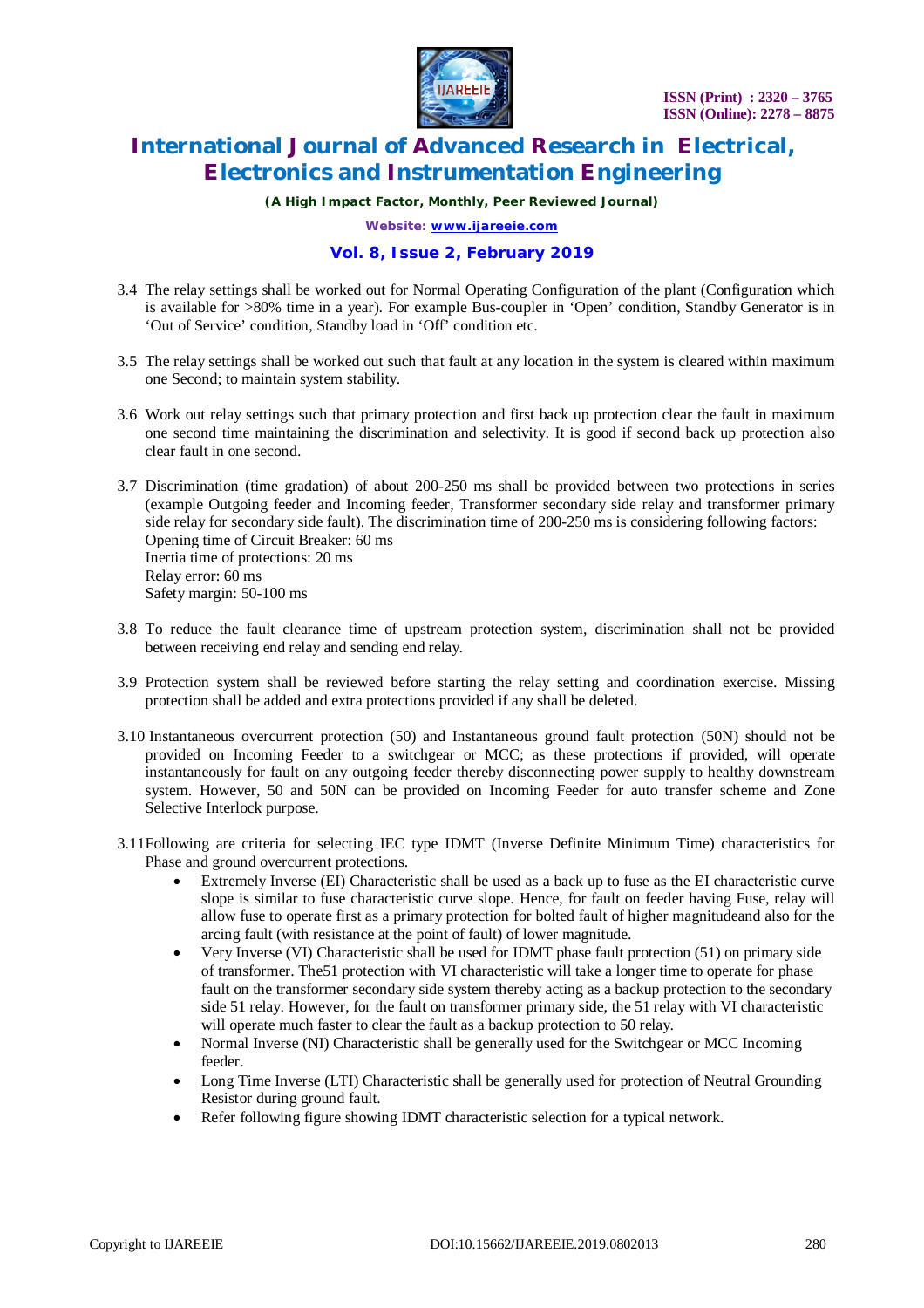3.4 The relay settings shall be worked out for Normal Operating Configuration of the plant (Configuration which is available for >80% time in a year). For example Bus-coupler in 'Open' condition, Standby Generator is in 'Out of Service' condition, Standby load in 'Off' condition etc.

3.5 The relay settings shall be worked out such that fault at any location in the system is cleared within maximum one Second; to maintain system stability.

3.6 Work out relay settings such that primary protection and first back up protection clear the fault in maximum one second time maintaining the discrimination and selectivity. It is good if second back up protection also clear fault in one second.

3.7 Discrimination (time gradation) of about 200-250 ms shall be provided between two protections in series (example Outgoing feeder and Incoming feeder, Transformer secondary side relay and transformer primary side relay for secondary side fault). The discrimination time of 200-250 ms is considering following factors:
Opening time of Circuit Breaker: 60 ms
Inertia time of protections: 20 ms
Relay error: 60 ms
Safety margin: 50-100 ms

3.8 To reduce the fault clearance time of upstream protection system, discrimination shall not be provided between receiving end relay and sending end relay.

3.9 Protection system shall be reviewed before starting the relay setting and coordination exercise. Missing protection shall be added and extra protections provided if any shall be deleted.

3.10 Instantaneous overcurrent protection (50) and Instantaneous ground fault protection (50N) should not be provided on Incoming Feeder to a switchgear or MCC; as these protections if provided, will operate instantaneously for fault on any outgoing feeder thereby disconnecting power supply to healthy downstream system. However, 50 and 50N can be provided on Incoming Feeder for auto transfer scheme and Zone Selective Interlock purpose.

3.11Following are criteria for selecting IEC type IDMT (Inverse Definite Minimum Time) characteristics for Phase and ground overcurrent protections.

- Extremely Inverse (EI) Characteristic shall be used as a back up to fuse as the EI characteristic curve slope is similar to fuse characteristic curve slope. Hence, for fault on feeder having Fuse, relay will allow fuse to operate first as a primary protection for bolted fault of higher magnitudeand also for the arcing fault (with resistance at the point of fault) of lower magnitude.
- Very Inverse (VI) Characteristic shall be used for IDMT phase fault protection (51) on primary side of transformer. The51 protection with VI characteristic will take a longer time to operate for phase fault on the transformer secondary side system thereby acting as a backup protection to the secondary side 51 relay. However, for the fault on transformer primary side, the 51 relay with VI characteristic will operate much faster to clear the fault as a backup protection to 50 relay.
- Normal Inverse (NI) Characteristic shall be generally used for the Switchgear or MCC Incoming feeder.
- Long Time Inverse (LTI) Characteristic shall be generally used for protection of Neutral Grounding Resistor during ground fault.
- Refer following figure showing IDMT characteristic selection for a typical network.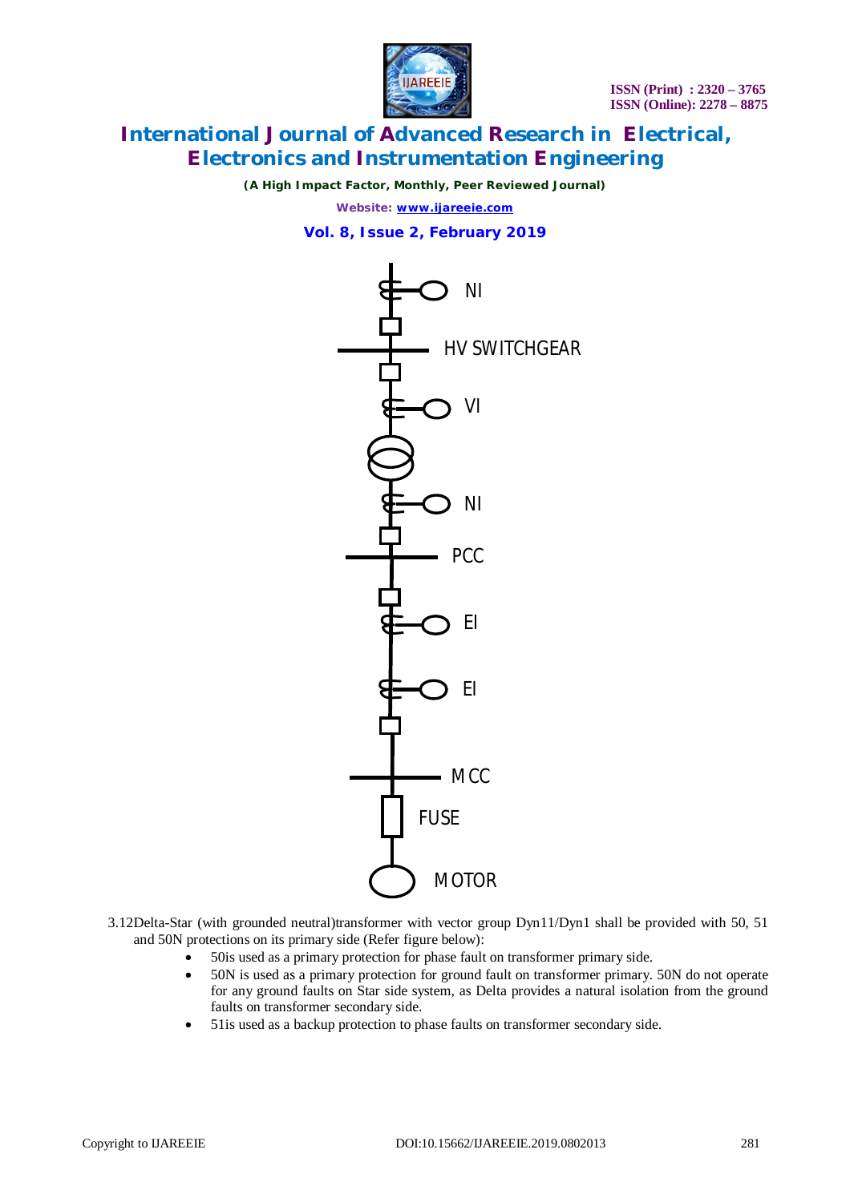NI

HV SWITCHGEAR

VI

NI

PCC

EI

EI

MCC

FUSE

MOTOR

3.12Delta-Star (with grounded neutral)transformer with vector group Dyn11/Dyn1 shall be provided with 50, 51 and 50N protections on its primary side (Refer figure below):

- 50is used as a primary protection for phase fault on transformer primary side.
- 50N is used as a primary protection for ground fault on transformer primary. 50N do not operate for any ground faults on Star side system, as Delta provides a natural isolation from the ground faults on transformer secondary side.
- 51is used as a backup protection to phase faults on transformer secondary side.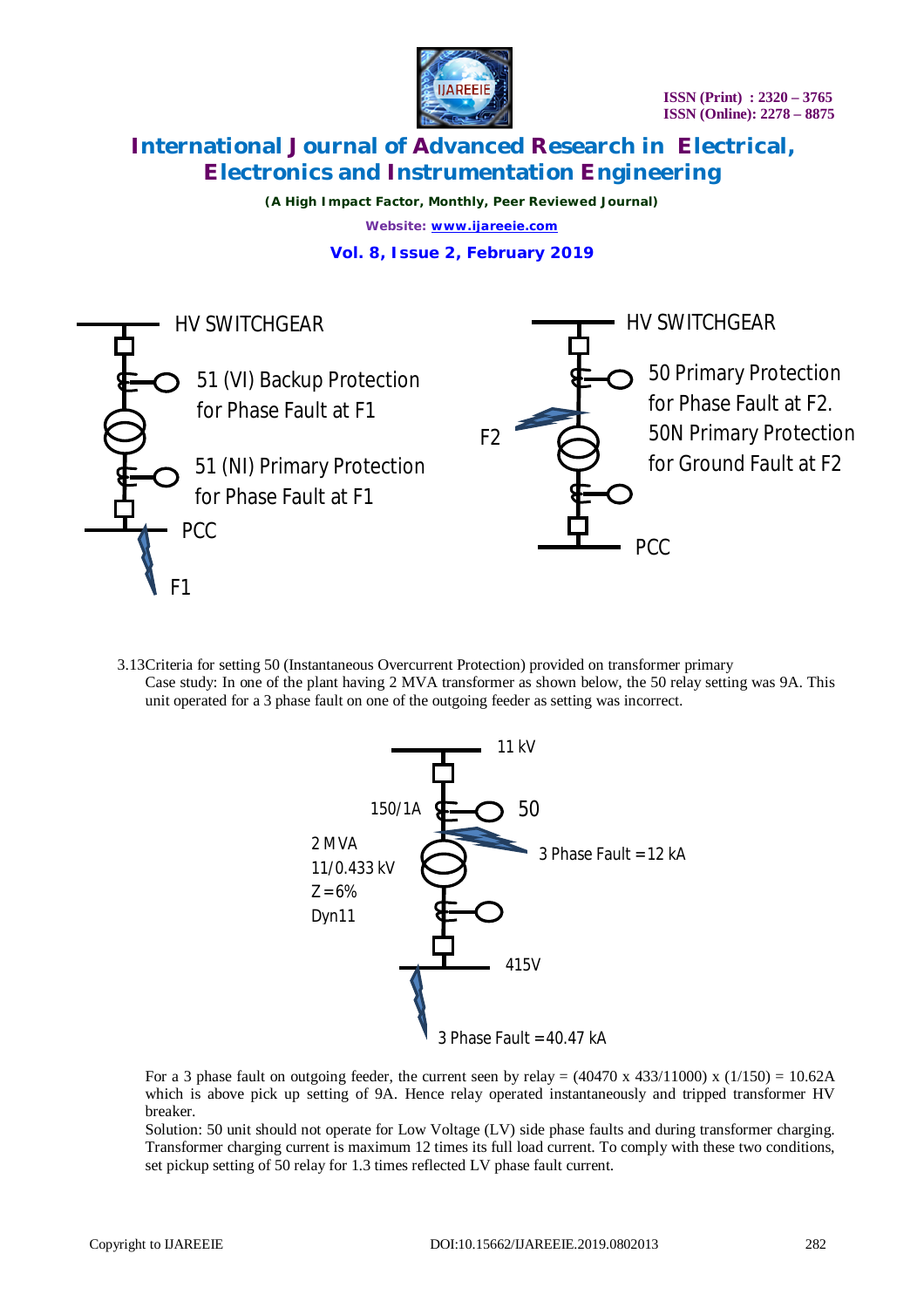HV SWITCHGEAR

51 (VI) Backup Protection for Phase Fault at F1

51 (NI) Primary Protection for Phase Fault at F1

PCC

F1

HV SWITCHGEAR

50 Primary Protection for Phase Fault at F2.

50N Primary Protection for Ground Fault at F2

F2

PCC

3.13Criteria for setting 50 (Instantaneous Overcurrent Protection) provided on transformer primary

Case study: In one of the plant having 2 MVA transformer as shown below, the 50 relay setting was 9A. This unit operated for a 3 phase fault on one of the outgoing feeder as setting was incorrect.

11 kV

150/1A

50

3 Phase Fault = 12 kA

2 MVA
11/0.433 kV
Z = 6%
Dyn11

415V

3 Phase Fault = 40.47 kA

For a 3 phase fault on outgoing feeder, the current seen by relay = (40470 x 433/11000) x (1/150) = 10.62A which is above pick up setting of 9A. Hence relay operated instantaneously and tripped transformer HV breaker.

Solution: 50 unit should not operate for Low Voltage (LV) side phase faults and during transformer charging. Transformer charging current is maximum 12 times its full load current. To comply with these two conditions, set pickup setting of 50 relay for 1.3 times reflected LV phase fault current.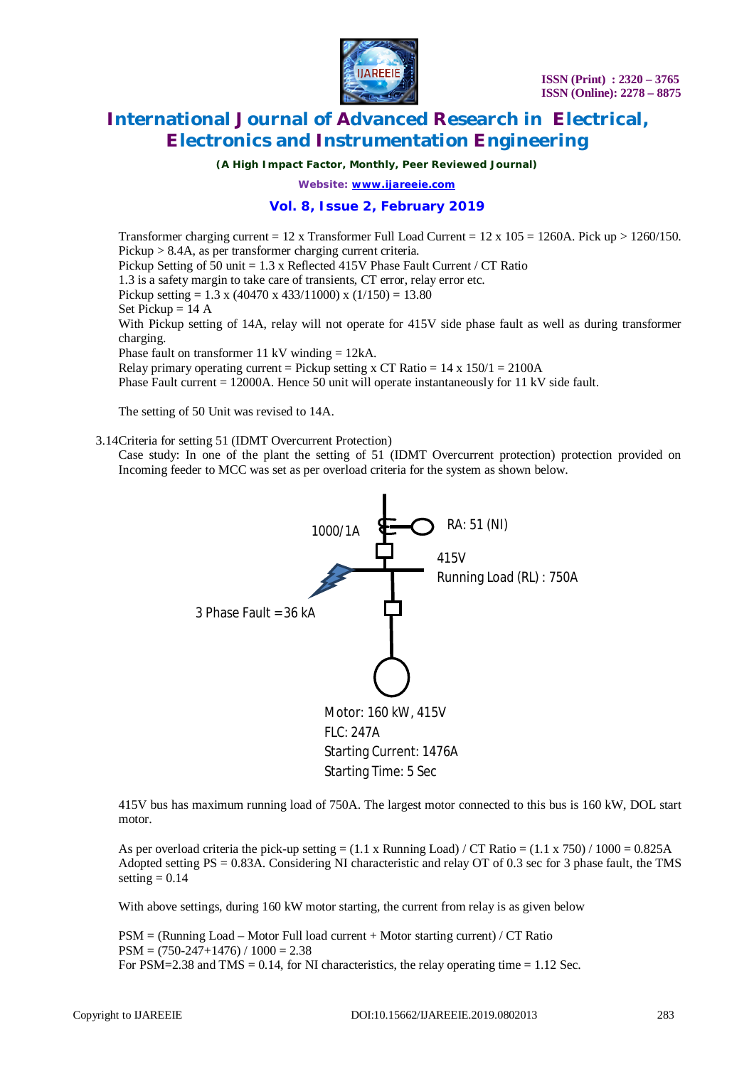Transformer charging current = 12 x Transformer Full Load Current = 12 x 105 = 1260A. Pick up > 1260/150.
Pickup > 8.4A, as per transformer charging current criteria.
Pickup Setting of 50 unit = 1.3 x Reflected 415V Phase Fault Current / CT Ratio
1.3 is a safety margin to take care of transients, CT error, relay error etc.
Pickup setting = 1.3 x (40470 x 433/11000) x (1/150) = 13.80
Set Pickup = 14 A
With Pickup setting of 14A, relay will not operate for 415V side phase fault as well as during transformer charging.
Phase fault on transformer 11 kV winding = 12kA.
Relay primary operating current = Pickup setting x CT Ratio = 14 x 150/1 = 2100A
Phase Fault current = 12000A. Hence 50 unit will operate instantaneously for 11 kV side fault.

The setting of 50 Unit was revised to 14A.

3.14 Criteria for setting 51 (IDMT Overcurrent Protection)

Case study: In one of the plant the setting of 51 (IDMT Overcurrent protection) protection provided on Incoming feeder to MCC was set as per overload criteria for the system as shown below.

1000/1A
RA: 51 (NI)
415V
Running Load (RL) : 750A
3 Phase Fault = 36 kA
Motor: 160 kW, 415V
FLC: 247A
Starting Current: 1476A
Starting Time: 5 Sec

415V bus has maximum running load of 750A. The largest motor connected to this bus is 160 kW, DOL start motor.

As per overload criteria the pick-up setting = (1.1 x Running Load) / CT Ratio = (1.1 x 750) / 1000 = 0.825A
Adopted setting PS = 0.83A. Considering NI characteristic and relay OT of 0.3 sec for 3 phase fault, the TMS setting = 0.14

With above settings, during 160 kW motor starting, the current from relay is as given below

PSM = (Running Load – Motor Full load current + Motor starting current) / CT Ratio
PSM = (750-247+1476) / 1000 = 2.38
For PSM=2.38 and TMS = 0.14, for NI characteristics, the relay operating time = 1.12 Sec.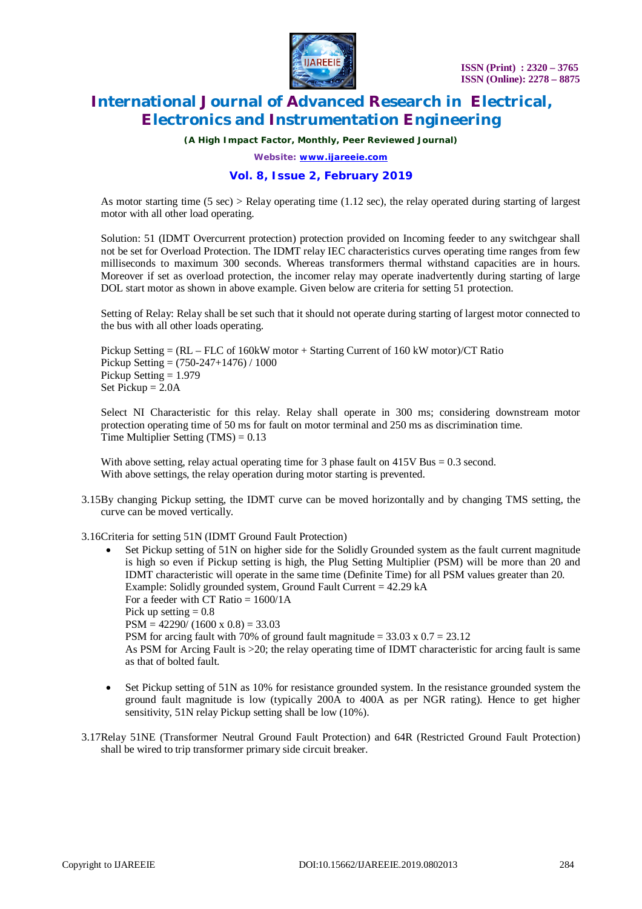As motor starting time (5 sec) > Relay operating time (1.12 sec), the relay operated during starting of largest motor with all other load operating.

Solution: 51 (IDMT Overcurrent protection) protection provided on Incoming feeder to any switchgear shall not be set for Overload Protection. The IDMT relay IEC characteristics curves operating time ranges from few milliseconds to maximum 300 seconds. Whereas transformers thermal withstand capacities are in hours. Moreover if set as overload protection, the incomer relay may operate inadvertently during starting of large DOL start motor as shown in above example. Given below are criteria for setting 51 protection.

Setting of Relay: Relay shall be set such that it should not operate during starting of largest motor connected to the bus with all other loads operating.

Pickup Setting = (RL – FLC of 160kW motor + Starting Current of 160 kW motor)/CT Ratio
Pickup Setting = (750-247+1476) / 1000
Pickup Setting = 1.979
Set Pickup = 2.0A

Select NI Characteristic for this relay. Relay shall operate in 300 ms; considering downstream motor protection operating time of 50 ms for fault on motor terminal and 250 ms as discrimination time.
Time Multiplier Setting (TMS) = 0.13

With above setting, relay actual operating time for 3 phase fault on 415V Bus = 0.3 second.
With above settings, the relay operation during motor starting is prevented.

3.15 By changing Pickup setting, the IDMT curve can be moved horizontally and by changing TMS setting, the curve can be moved vertically.

3.16 Criteria for setting 51N (IDMT Ground Fault Protection)

- Set Pickup setting of 51N on higher side for the Solidly Grounded system as the fault current magnitude is high so even if Pickup setting is high, the Plug Setting Multiplier (PSM) will be more than 20 and IDMT characteristic will operate in the same time (Definite Time) for all PSM values greater than 20.
  Example: Solidly grounded system, Ground Fault Current = 42.29 kA
  For a feeder with CT Ratio = 1600/1A
  Pick up setting = 0.8
  PSM = 42290/ (1600 x 0.8) = 33.03
  PSM for arcing fault with 70% of ground fault magnitude = 33.03 x 0.7 = 23.12
  As PSM for Arcing Fault is >20; the relay operating time of IDMT characteristic for arcing fault is same as that of bolted fault.

- Set Pickup setting of 51N as 10% for resistance grounded system. In the resistance grounded system the ground fault magnitude is low (typically 200A to 400A as per NGR rating). Hence to get higher sensitivity, 51N relay Pickup setting shall be low (10%).

3.17 Relay 51NE (Transformer Neutral Ground Fault Protection) and 64R (Restricted Ground Fault Protection) shall be wired to trip transformer primary side circuit breaker.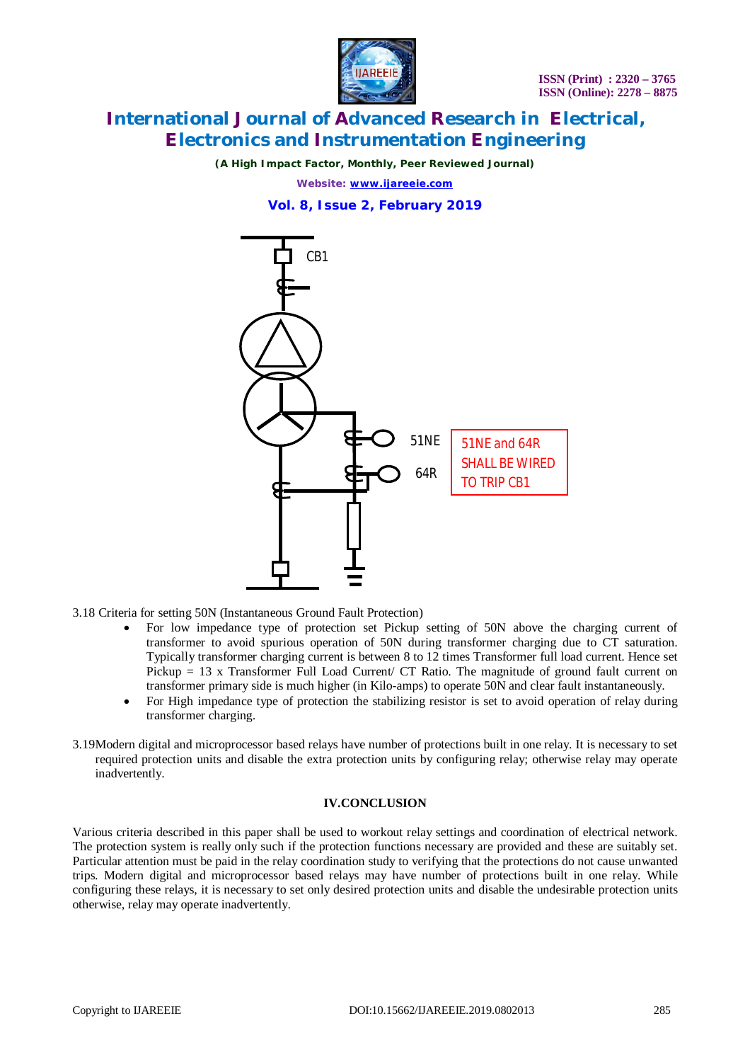CB1

51NE

64R

51NE and 64R SHALL BE WIRED TO TRIP CB1

3.18 Criteria for setting 50N (Instantaneous Ground Fault Protection)

- For low impedance type of protection set Pickup setting of 50N above the charging current of transformer to avoid spurious operation of 50N during transformer charging due to CT saturation. Typically transformer charging current is between 8 to 12 times Transformer full load current. Hence set Pickup = 13 x Transformer Full Load Current/ CT Ratio. The magnitude of ground fault current on transformer primary side is much higher (in Kilo-amps) to operate 50N and clear fault instantaneously.
- For High impedance type of protection the stabilizing resistor is set to avoid operation of relay during transformer charging.

3.19Modern digital and microprocessor based relays have number of protections built in one relay. It is necessary to set required protection units and disable the extra protection units by configuring relay; otherwise relay may operate inadvertently.

## IV.CONCLUSION

Various criteria described in this paper shall be used to workout relay settings and coordination of electrical network. The protection system is really only such if the protection functions necessary are provided and these are suitably set. Particular attention must be paid in the relay coordination study to verifying that the protections do not cause unwanted trips. Modern digital and microprocessor based relays may have number of protections built in one relay. While configuring these relays, it is necessary to set only desired protection units and disable the undesirable protection units otherwise, relay may operate inadvertently.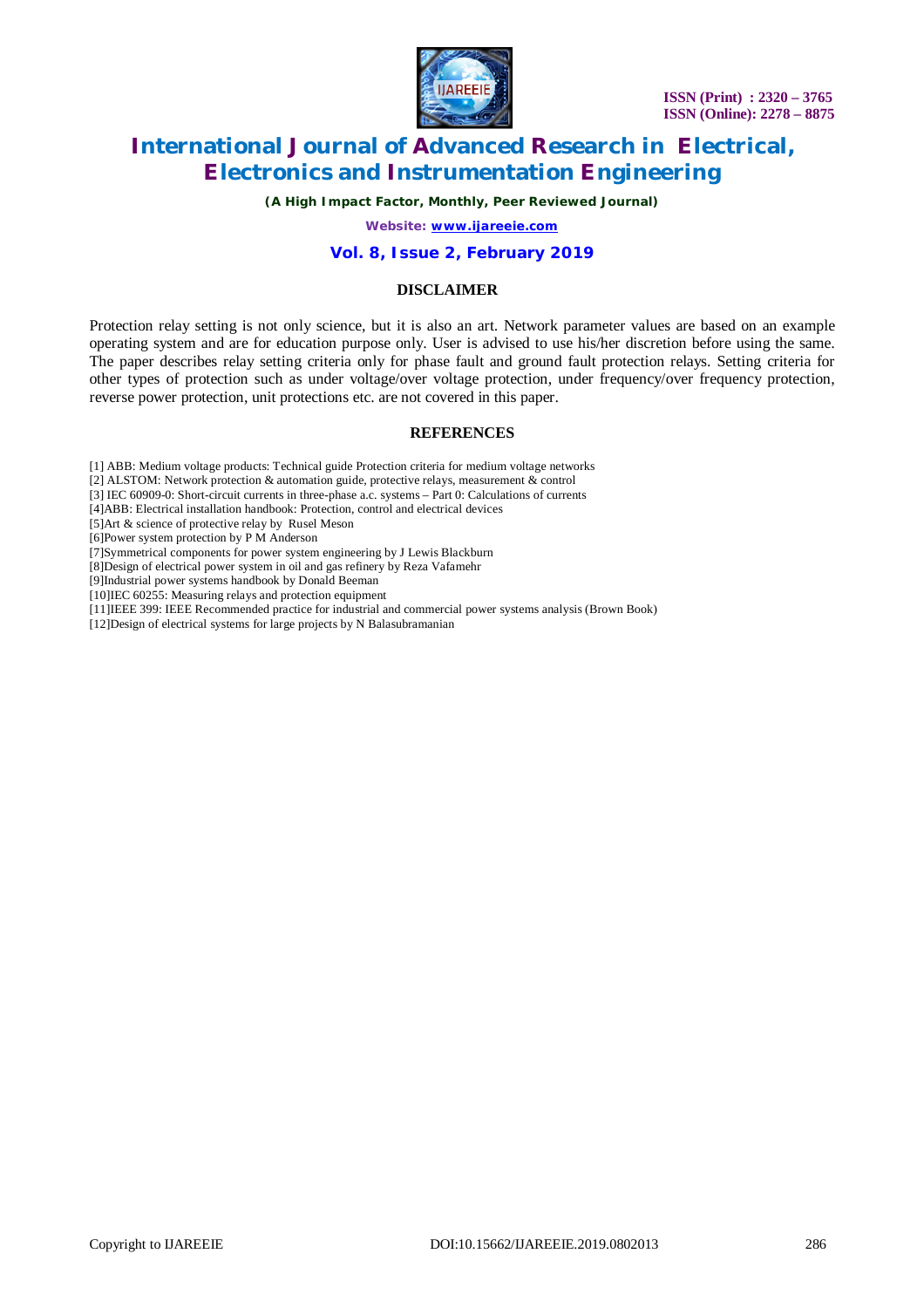## DISCLAIMER

Protection relay setting is not only science, but it is also an art. Network parameter values are based on an example operating system and are for education purpose only. User is advised to use his/her discretion before using the same. The paper describes relay setting criteria only for phase fault and ground fault protection relays. Setting criteria for other types of protection such as under voltage/over voltage protection, under frequency/over frequency protection, reverse power protection, unit protections etc. are not covered in this paper.

## REFERENCES

[1] ABB: Medium voltage products: Technical guide Protection criteria for medium voltage networks
[2] ALSTOM: Network protection & automation guide, protective relays, measurement & control
[3] IEC 60909-0: Short-circuit currents in three-phase a.c. systems – Part 0: Calculations of currents
[4]ABB: Electrical installation handbook: Protection, control and electrical devices
[5]Art & science of protective relay by Rusel Meson
[6]Power system protection by P M Anderson
[7]Symmetrical components for power system engineering by J Lewis Blackburn
[8]Design of electrical power system in oil and gas refinery by Reza Vafamehr
[9]Industrial power systems handbook by Donald Beeman
[10]IEC 60255: Measuring relays and protection equipment
[11]IEEE 399: IEEE Recommended practice for industrial and commercial power systems analysis (Brown Book)
[12]Design of electrical systems for large projects by N Balasubramanian